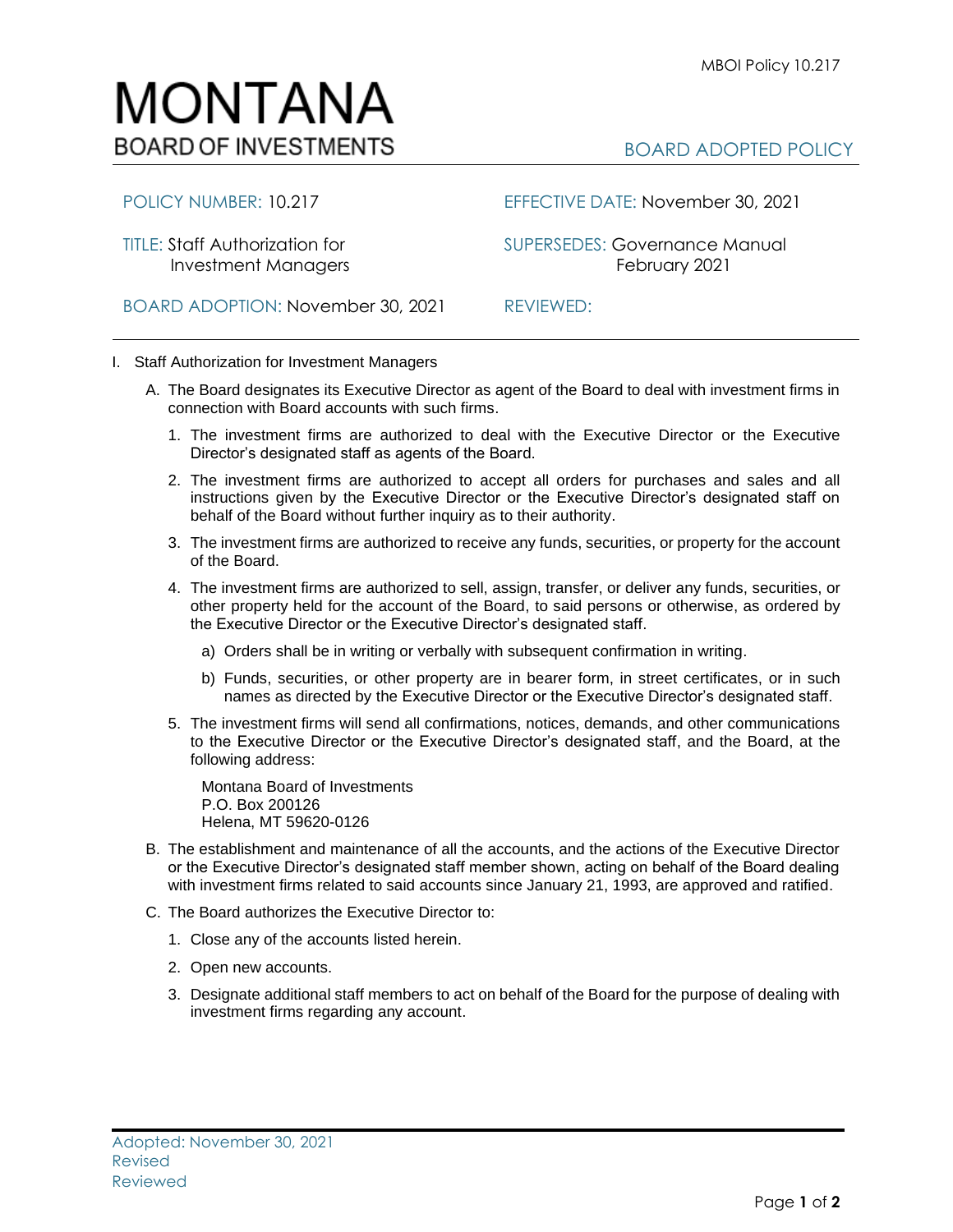# MONTANA
BOARD OF INVESTMENTS

BOARD ADOPTED POLICY

| | |
|---|---|
| POLICY NUMBER: 10.217 | EFFECTIVE DATE: November 30, 2021 |
| TITLE: Staff Authorization for Investment Managers | SUPERSEDES: Governance Manual February 2021 |
| BOARD ADOPTION: November 30, 2021 | REVIEWED: |

I. Staff Authorization for Investment Managers

A. The Board designates its Executive Director as agent of the Board to deal with investment firms in connection with Board accounts with such firms.

1. The investment firms are authorized to deal with the Executive Director or the Executive Director's designated staff as agents of the Board.

2. The investment firms are authorized to accept all orders for purchases and sales and all instructions given by the Executive Director or the Executive Director's designated staff on behalf of the Board without further inquiry as to their authority.

3. The investment firms are authorized to receive any funds, securities, or property for the account of the Board.

4. The investment firms are authorized to sell, assign, transfer, or deliver any funds, securities, or other property held for the account of the Board, to said persons or otherwise, as ordered by the Executive Director or the Executive Director's designated staff.

   a) Orders shall be in writing or verbally with subsequent confirmation in writing.

   b) Funds, securities, or other property are in bearer form, in street certificates, or in such names as directed by the Executive Director or the Executive Director's designated staff.

5. The investment firms will send all confirmations, notices, demands, and other communications to the Executive Director or the Executive Director's designated staff, and the Board, at the following address:

   Montana Board of Investments
   P.O. Box 200126
   Helena, MT 59620-0126

B. The establishment and maintenance of all the accounts, and the actions of the Executive Director or the Executive Director's designated staff member shown, acting on behalf of the Board dealing with investment firms related to said accounts since January 21, 1993, are approved and ratified.

C. The Board authorizes the Executive Director to:

1. Close any of the accounts listed herein.

2. Open new accounts.

3. Designate additional staff members to act on behalf of the Board for the purpose of dealing with investment firms regarding any account.

Adopted: November 30, 2021
Revised
Reviewed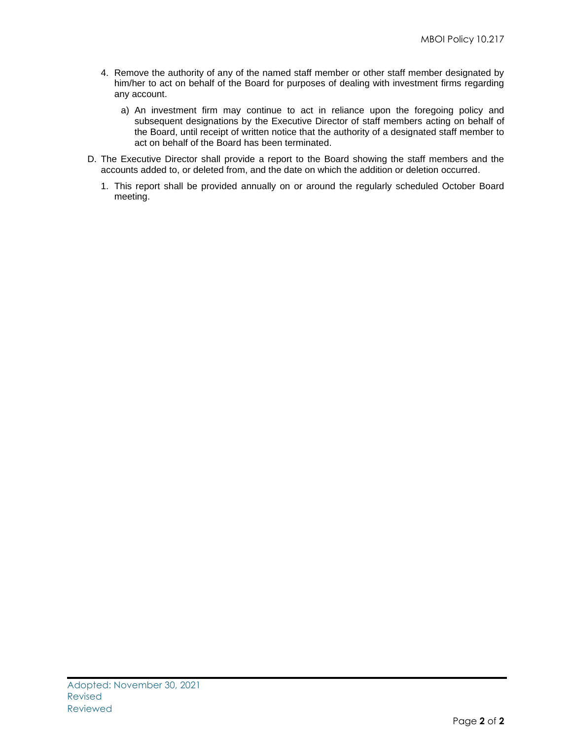4. Remove the authority of any of the named staff member or other staff member designated by him/her to act on behalf of the Board for purposes of dealing with investment firms regarding any account.

    a) An investment firm may continue to act in reliance upon the foregoing policy and subsequent designations by the Executive Director of staff members acting on behalf of the Board, until receipt of written notice that the authority of a designated staff member to act on behalf of the Board has been terminated.

D. The Executive Director shall provide a report to the Board showing the staff members and the accounts added to, or deleted from, and the date on which the addition or deletion occurred.

    1. This report shall be provided annually on or around the regularly scheduled October Board meeting.

Adopted: November 30, 2021
Revised
Reviewed